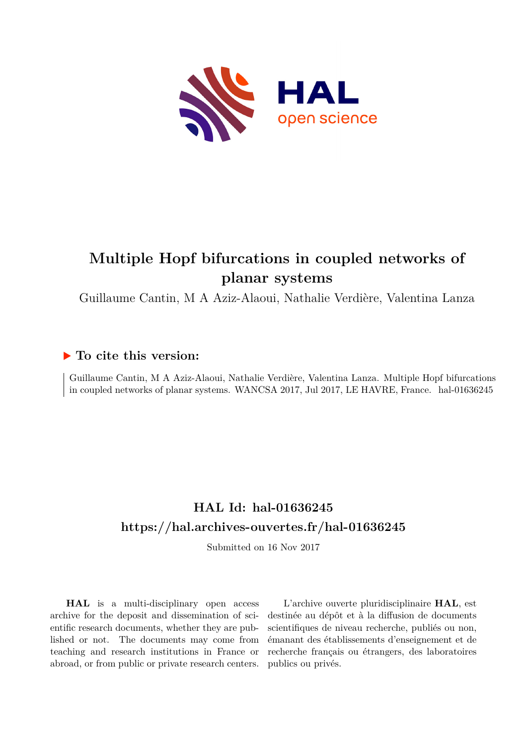# Multiple Hopf bifurcations in coupled networks of planar systems

Guillaume Cantin, M A Aziz-Alaoui, Nathalie Verdière, Valentina Lanza

## ▶ To cite this version:

Guillaume Cantin, M A Aziz-Alaoui, Nathalie Verdière, Valentina Lanza. Multiple Hopf bifurcations in coupled networks of planar systems. WANCSA 2017, Jul 2017, LE HAVRE, France. hal-01636245

## HAL Id: hal-01636245

## https://hal.archives-ouvertes.fr/hal-01636245

Submitted on 16 Nov 2017

**HAL** is a multi-disciplinary open access archive for the deposit and dissemination of scientific research documents, whether they are published or not. The documents may come from teaching and research institutions in France or abroad, or from public or private research centers.

L'archive ouverte pluridisciplinaire **HAL**, est destinée au dépôt et à la diffusion de documents scientifiques de niveau recherche, publiés ou non, émanant des établissements d'enseignement et de recherche français ou étrangers, des laboratoires publics ou privés.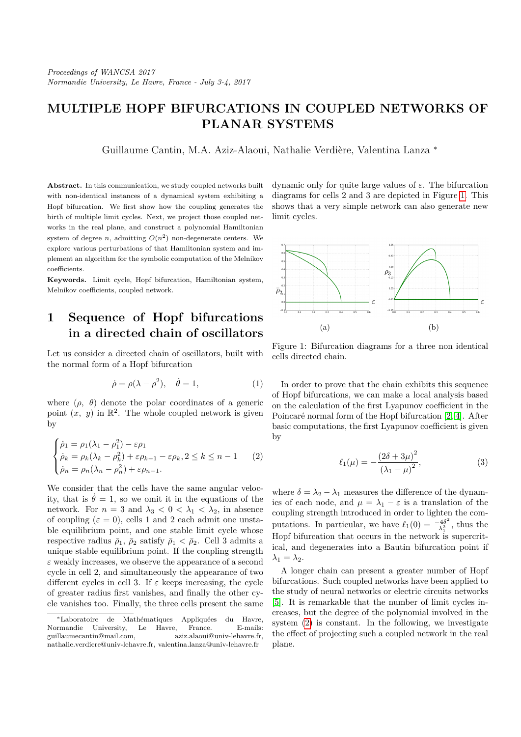Proceedings of WANCSA 2017
Normandie University, Le Havre, France - July 3-4, 2017

# MULTIPLE HOPF BIFURCATIONS IN COUPLED NETWORKS OF PLANAR SYSTEMS

Guillaume Cantin, M.A. Aziz-Alaoui, Nathalie Verdière, Valentina Lanza *

**Abstract.** In this communication, we study coupled networks built with non-identical instances of a dynamical system exhibiting a Hopf bifurcation. We first show how the coupling generates the birth of multiple limit cycles. Next, we project those coupled networks in the real plane, and construct a polynomial Hamiltonian system of degree $n$, admitting $O(n^2)$ non-degenerate centers. We explore various perturbations of that Hamiltonian system and implement an algorithm for the symbolic computation of the Melnikov coefficients.

**Keywords.** Limit cycle, Hopf bifurcation, Hamiltonian system, Melnikov coefficients, coupled network.

## 1 Sequence of Hopf bifurcations in a directed chain of oscillators

Let us consider a directed chain of oscillators, built with the normal form of a Hopf bifurcation

$$\dot{\rho} = \rho(\lambda - \rho^2), \quad \dot{\theta} = 1, \tag{1}$$

where $(\rho,\ \theta)$ denote the polar coordinates of a generic point $(x,\ y)$ in $\mathbb{R}^2$. The whole coupled network is given by

$$\begin{cases} \dot{\rho}_1 = \rho_1(\lambda_1 - \rho_1^2) - \varepsilon\rho_1 \\ \dot{\rho}_k = \rho_k(\lambda_k - \rho_k^2) + \varepsilon\rho_{k-1} - \varepsilon\rho_k, 2 \leq k \leq n-1 \\ \dot{\rho}_n = \rho_n(\lambda_n - \rho_n^2) + \varepsilon\rho_{n-1}. \end{cases} \tag{2}$$

We consider that the cells have the same angular velocity, that is $\dot{\theta} = 1$, so we omit it in the equations of the network. For $n = 3$ and $\lambda_3 < 0 < \lambda_1 < \lambda_2$, in absence of coupling ($\varepsilon = 0$), cells 1 and 2 each admit one unstable equilibrium point, and one stable limit cycle whose respective radius $\bar{\rho}_1$, $\bar{\rho}_2$ satisfy $\bar{\rho}_1 < \bar{\rho}_2$. Cell 3 admits a unique stable equilibrium point. If the coupling strength $\varepsilon$ weakly increases, we observe the appearance of a second cycle in cell 2, and simultaneously the appearance of two different cycles in cell 3. If $\varepsilon$ keeps increasing, the cycle of greater radius first vanishes, and finally the other cycle vanishes too. Finally, the three cells present the same dynamic only for quite large values of $\varepsilon$. The bifurcation diagrams for cells 2 and 3 are depicted in Figure 1. This shows that a very simple network can also generate new limit cycles.

(a) (b)

Figure 1: Bifurcation diagrams for a three non identical cells directed chain.

In order to prove that the chain exhibits this sequence of Hopf bifurcations, we can make a local analysis based on the calculation of the first Lyapunov coefficient in the Poincaré normal form of the Hopf bifurcation [2, 4]. After basic computations, the first Lyapunov coefficient is given by

$$\ell_1(\mu) = -\frac{(2\delta + 3\mu)^2}{(\lambda_1 - \mu)^2}, \tag{3}$$

where $\delta = \lambda_2 - \lambda_1$ measures the difference of the dynamics of each node, and $\mu = \lambda_1 - \varepsilon$ is a translation of the coupling strength introduced in order to lighten the computations. In particular, we have $\ell_1(0) = \frac{-4\delta^2}{\lambda_1^2}$, thus the Hopf bifurcation that occurs in the network is supercritical, and degenerates into a Bautin bifurcation point if $\lambda_1 = \lambda_2$.

A longer chain can present a greater number of Hopf bifurcations. Such coupled networks have been applied to the study of neural networks or electric circuits networks [5]. It is remarkable that the number of limit cycles increases, but the degree of the polynomial involved in the system (2) is constant. In the following, we investigate the effect of projecting such a coupled network in the real plane.

*Laboratoire de Mathématiques Appliquées du Havre, Normandie University, Le Havre, France. E-mails: guillaumecantin@mail.com, aziz.alaoui@univ-lehavre.fr, nathalie.verdiere@univ-lehavre.fr, valentina.lanza@univ-lehavre.fr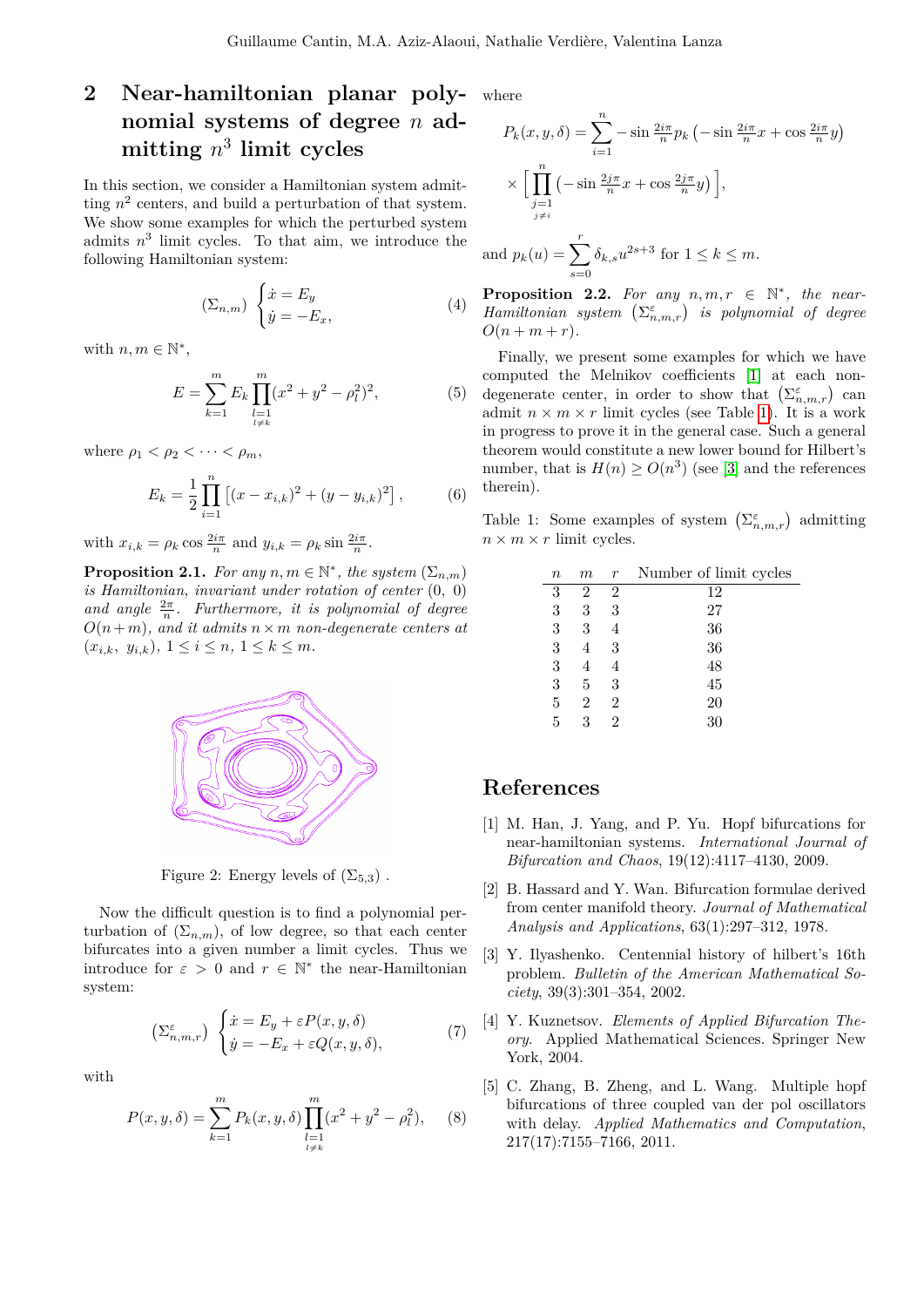## 2 Near-hamiltonian planar polynomial systems of degree $n$ admitting $n^3$ limit cycles

In this section, we consider a Hamiltonian system admitting $n^2$ centers, and build a perturbation of that system. We show some examples for which the perturbed system admits $n^3$ limit cycles. To that aim, we introduce the following Hamiltonian system:

$$(\Sigma_{n,m}) \begin{cases} \dot{x} = E_y \\ \dot{y} = -E_x, \end{cases} \tag{4}$$

with $n, m \in \mathbb{N}^*$,

$$E = \sum_{k=1}^{m} E_k \prod_{\substack{l=1 \\ l \neq k}}^{m} (x^2 + y^2 - \rho_l^2)^2, \tag{5}$$

where $\rho_1 < \rho_2 < \cdots < \rho_m$,

$$E_k = \frac{1}{2} \prod_{i=1}^{n} \left[ (x - x_{i,k})^2 + (y - y_{i,k})^2 \right], \tag{6}$$

with $x_{i,k} = \rho_k \cos \frac{2i\pi}{n}$ and $y_{i,k} = \rho_k \sin \frac{2i\pi}{n}$.

**Proposition 2.1.** *For any $n, m \in \mathbb{N}^*$, the system $(\Sigma_{n,m})$ is Hamiltonian, invariant under rotation of center $(0, 0)$ and angle $\frac{2\pi}{n}$. Furthermore, it is polynomial of degree $O(n+m)$, and it admits $n \times m$ non-degenerate centers at $(x_{i,k},\ y_{i,k})$, $1 \leq i \leq n$, $1 \leq k \leq m$.*

Figure 2: Energy levels of $(\Sigma_{5,3})$ .

Now the difficult question is to find a polynomial perturbation of $(\Sigma_{n,m})$, of low degree, so that each center bifurcates into a given number a limit cycles. Thus we introduce for $\varepsilon > 0$ and $r \in \mathbb{N}^*$ the near-Hamiltonian system:

$$\left(\Sigma^{\varepsilon}_{n,m,r}\right) \begin{cases} \dot{x} = E_y + \varepsilon P(x, y, \delta) \\ \dot{y} = -E_x + \varepsilon Q(x, y, \delta), \end{cases} \tag{7}$$

with

$$P(x, y, \delta) = \sum_{k=1}^{m} P_k(x, y, \delta) \prod_{\substack{l=1 \\ l \neq k}}^{m} (x^2 + y^2 - \rho_l^2), \tag{8}$$

where

$$P_k(x, y, \delta) = \sum_{i=1}^{n} -\sin \tfrac{2i\pi}{n} p_k \left( -\sin \tfrac{2i\pi}{n} x + \cos \tfrac{2i\pi}{n} y \right) \times \Big[ \prod_{\substack{j=1 \\ j \neq i}}^{n} \left( -\sin \tfrac{2j\pi}{n} x + \cos \tfrac{2j\pi}{n} y \right) \Big],$$

and $p_k(u) = \sum_{s=0}^{r} \delta_{k,s} u^{2s+3}$ for $1 \leq k \leq m$.

**Proposition 2.2.** *For any $n, m, r \in \mathbb{N}^*$, the near-Hamiltonian system $\left(\Sigma^{\varepsilon}_{n,m,r}\right)$ is polynomial of degree $O(n + m + r)$.*

Finally, we present some examples for which we have computed the Melnikov coefficients [1] at each non-degenerate center, in order to show that $\left(\Sigma^{\varepsilon}_{n,m,r}\right)$ can admit $n \times m \times r$ limit cycles (see Table 1). It is a work in progress to prove it in the general case. Such a general theorem would constitute a new lower bound for Hilbert's number, that is $H(n) \geq O(n^3)$ (see [3] and the references therein).

Table 1: Some examples of system $\left(\Sigma^{\varepsilon}_{n,m,r}\right)$ admitting $n \times m \times r$ limit cycles.

| $n$ | $m$ | $r$ | Number of limit cycles |
|---|---|---|---|
| 3 | 2 | 2 | 12 |
| 3 | 3 | 3 | 27 |
| 3 | 3 | 4 | 36 |
| 3 | 4 | 3 | 36 |
| 3 | 4 | 4 | 48 |
| 3 | 5 | 3 | 45 |
| 5 | 2 | 2 | 20 |
| 5 | 3 | 2 | 30 |

## References

[1] M. Han, J. Yang, and P. Yu. Hopf bifurcations for near-hamiltonian systems. *International Journal of Bifurcation and Chaos*, 19(12):4117–4130, 2009.

[2] B. Hassard and Y. Wan. Bifurcation formulae derived from center manifold theory. *Journal of Mathematical Analysis and Applications*, 63(1):297–312, 1978.

[3] Y. Ilyashenko. Centennial history of hilbert's 16th problem. *Bulletin of the American Mathematical Society*, 39(3):301–354, 2002.

[4] Y. Kuznetsov. *Elements of Applied Bifurcation Theory*. Applied Mathematical Sciences. Springer New York, 2004.

[5] C. Zhang, B. Zheng, and L. Wang. Multiple hopf bifurcations of three coupled van der pol oscillators with delay. *Applied Mathematics and Computation*, 217(17):7155–7166, 2011.